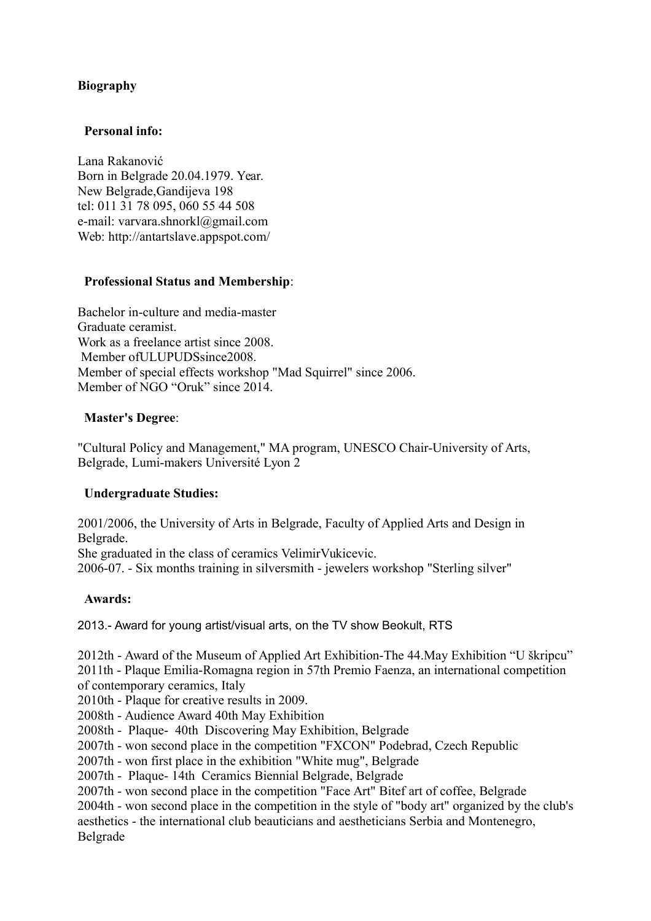# Biography

## Personal info:

Lana Rakanović
Born in Belgrade 20.04.1979. Year.
New Belgrade,Gandijeva 198
tel: 011 31 78 095, 060 55 44 508
e-mail: varvara.shnorkl@gmail.com
Web: http://antartslave.appspot.com/

## Professional Status and Membership:

Bachelor in-culture and media-master
Graduate ceramist.
Work as a freelance artist since 2008.
Member ofULUPUDSsince2008.
Member of special effects workshop "Mad Squirrel" since 2006.
Member of NGO "Oruk" since 2014.

## Master's Degree:

"Cultural Policy and Management," MA program, UNESCO Chair-University of Arts, Belgrade, Lumi-makers Université Lyon 2

## Undergraduate Studies:

2001/2006, the University of Arts in Belgrade, Faculty of Applied Arts and Design in Belgrade.
She graduated in the class of ceramics VelimirVukicevic.
2006-07. - Six months training in silversmith - jewelers workshop "Sterling silver"

## Awards:

2013.- Award for young artist/visual arts, on the TV show Beokult, RTS

2012th - Award of the Museum of Applied Art Exhibition-The 44.May Exhibition "U škripcu"
2011th - Plaque Emilia-Romagna region in 57th Premio Faenza, an international competition of contemporary ceramics, Italy
2010th - Plaque for creative results in 2009.
2008th - Audience Award 40th May Exhibition
2008th - Plaque- 40th Discovering May Exhibition, Belgrade
2007th - won second place in the competition "FXCON" Podebrad, Czech Republic
2007th - won first place in the exhibition "White mug", Belgrade
2007th - Plaque- 14th Ceramics Biennial Belgrade, Belgrade
2007th - won second place in the competition "Face Art" Bitef art of coffee, Belgrade
2004th - won second place in the competition in the style of "body art" organized by the club's aesthetics - the international club beauticians and aestheticians Serbia and Montenegro, Belgrade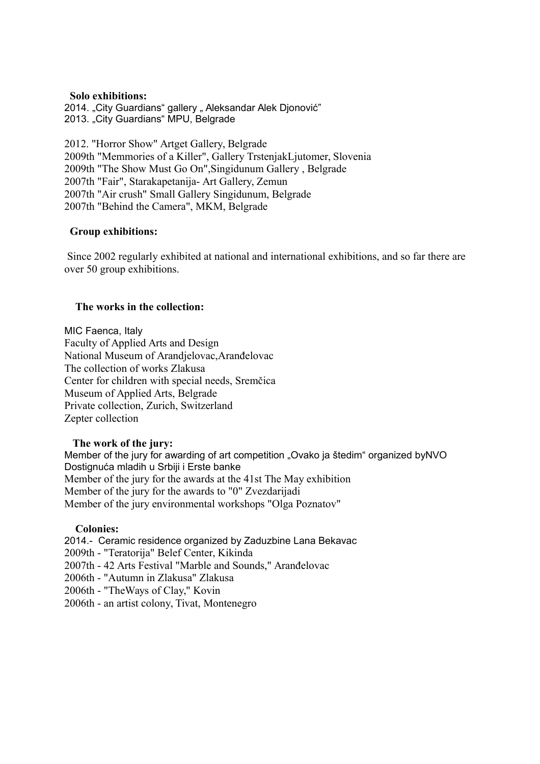**Solo exhibitions:**

2014. „City Guardians“ gallery „ Aleksandar Alek Djonović”
2013. „City Guardians“ MPU, Belgrade

2012. "Horror Show" Artget Gallery, Belgrade
2009th "Memmories of a Killer", Gallery TrstenjakLjutomer, Slovenia
2009th "The Show Must Go On",Singidunum Gallery , Belgrade
2007th "Fair", Starakapetanija- Art Gallery, Zemun
2007th "Air crush" Small Gallery Singidunum, Belgrade
2007th "Behind the Camera", MKM, Belgrade

**Group exhibitions:**

Since 2002 regularly exhibited at national and international exhibitions, and so far there are over 50 group exhibitions.

**The works in the collection:**

MIC Faenca, Italy
Faculty of Applied Arts and Design
National Museum of Arandjelovac,Aranđelovac
The collection of works Zlakusa
Center for children with special needs, Sremčica
Museum of Applied Arts, Belgrade
Private collection, Zurich, Switzerland
Zepter collection

**The work of the jury:**

Member of the jury for awarding of art competition „Ovako ja štedim“ organized byNVO Dostignuća mladih u Srbiji i Erste banke
Member of the jury for the awards at the 41st The May exhibition
Member of the jury for the awards to "0" Zvezdarijadi
Member of the jury environmental workshops "Olga Poznatov"

**Colonies:**

2014.- Ceramic residence organized by Zaduzbine Lana Bekavac
2009th - "Teratorija" Belef Center, Kikinda
2007th - 42 Arts Festival "Marble and Sounds," Aranđelovac
2006th - "Autumn in Zlakusa" Zlakusa
2006th - "TheWays of Clay," Kovin
2006th - an artist colony, Tivat, Montenegro